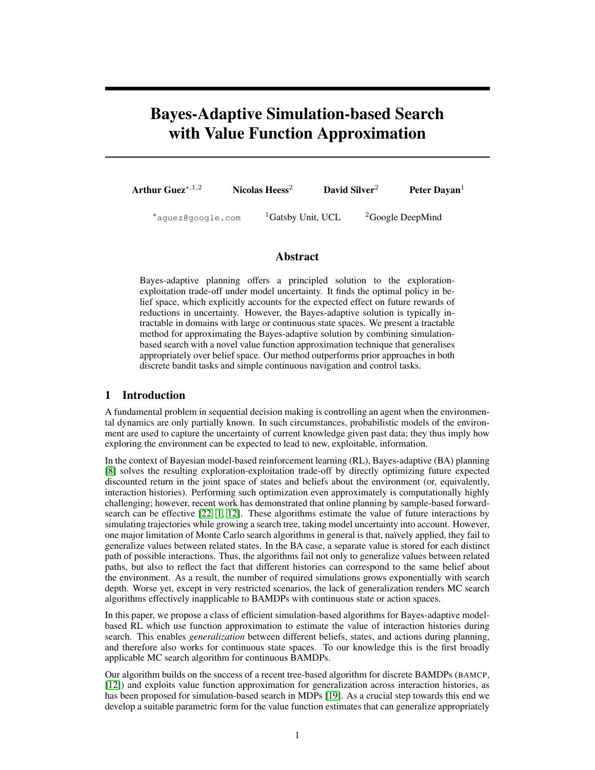# Bayes-Adaptive Simulation-based Search with Value Function Approximation

**Arthur Guez**[*,1,2] **Nicolas Heess**[2] **David Silver**[2] **Peter Dayan**[1]

[*]aguez@google.com [1]Gatsby Unit, UCL [2]Google DeepMind

## Abstract

Bayes-adaptive planning offers a principled solution to the exploration-exploitation trade-off under model uncertainty. It finds the optimal policy in belief space, which explicitly accounts for the expected effect on future rewards of reductions in uncertainty. However, the Bayes-adaptive solution is typically intractable in domains with large or continuous state spaces. We present a tractable method for approximating the Bayes-adaptive solution by combining simulation-based search with a novel value function approximation technique that generalises appropriately over belief space. Our method outperforms prior approaches in both discrete bandit tasks and simple continuous navigation and control tasks.

## 1 Introduction

A fundamental problem in sequential decision making is controlling an agent when the environmental dynamics are only partially known. In such circumstances, probabilistic models of the environment are used to capture the uncertainty of current knowledge given past data; they thus imply how exploring the environment can be expected to lead to new, exploitable, information.

In the context of Bayesian model-based reinforcement learning (RL), Bayes-adaptive (BA) planning [8] solves the resulting exploration-exploitation trade-off by directly optimizing future expected discounted return in the joint space of states and beliefs about the environment (or, equivalently, interaction histories). Performing such optimization even approximately is computationally highly challenging; however, recent work has demonstrated that online planning by sample-based forward-search can be effective [22, 1, 12]. These algorithms estimate the value of future interactions by simulating trajectories while growing a search tree, taking model uncertainty into account. However, one major limitation of Monte Carlo search algorithms in general is that, naïvely applied, they fail to generalize values between related states. In the BA case, a separate value is stored for each distinct path of possible interactions. Thus, the algorithms fail not only to generalize values between related paths, but also to reflect the fact that different histories can correspond to the same belief about the environment. As a result, the number of required simulations grows exponentially with search depth. Worse yet, except in very restricted scenarios, the lack of generalization renders MC search algorithms effectively inapplicable to BAMDPs with continuous state or action spaces.

In this paper, we propose a class of efficient simulation-based algorithms for Bayes-adaptive model-based RL which use function approximation to estimate the value of interaction histories during search. This enables *generalization* between different beliefs, states, and actions during planning, and therefore also works for continuous state spaces. To our knowledge this is the first broadly applicable MC search algorithm for continuous BAMDPs.

Our algorithm builds on the success of a recent tree-based algorithm for discrete BAMDPs (BAMCP, [12]) and exploits value function approximation for generalization across interaction histories, as has been proposed for simulation-based search in MDPs [19]. As a crucial step towards this end we develop a suitable parametric form for the value function estimates that can generalize appropriately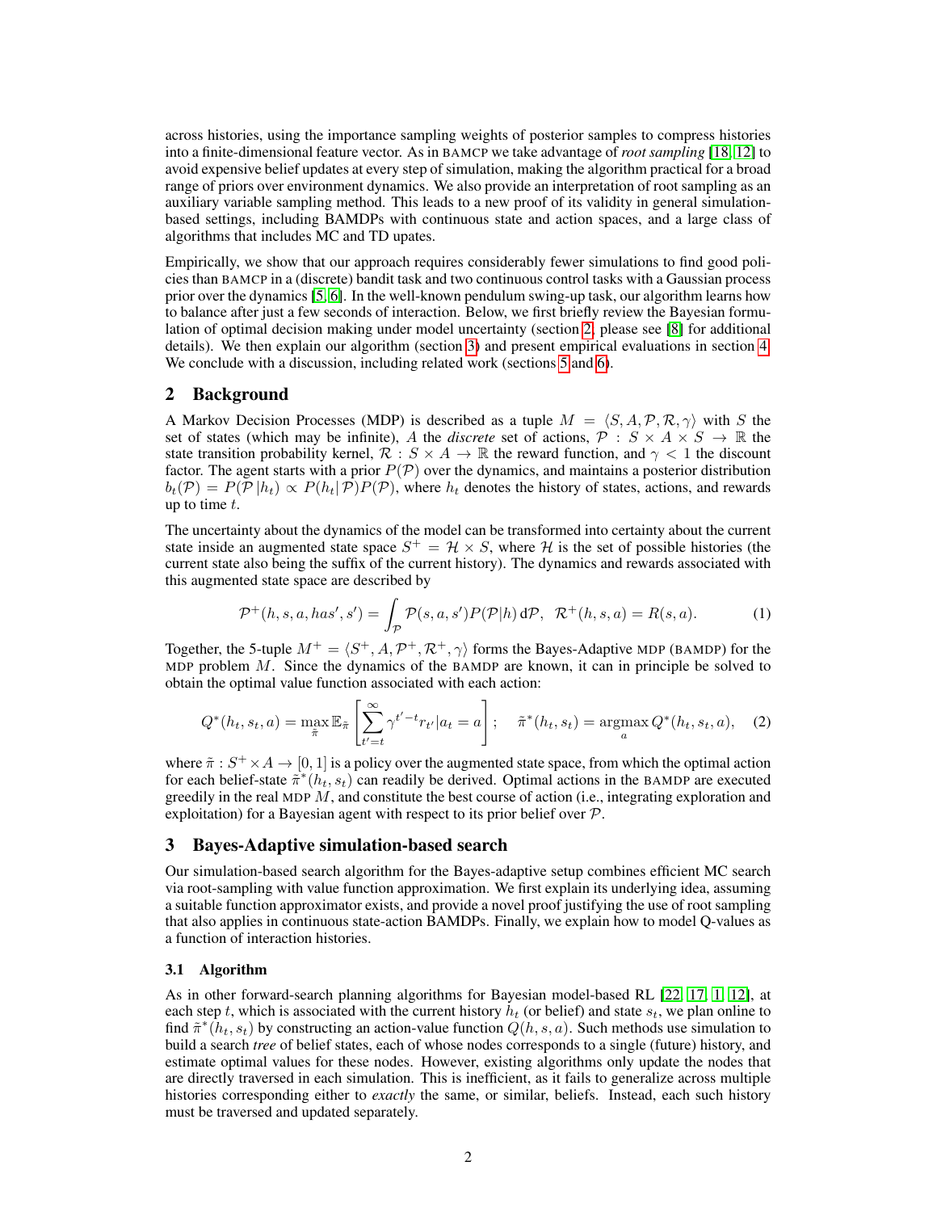across histories, using the importance sampling weights of posterior samples to compress histories into a finite-dimensional feature vector. As in BAMCP we take advantage of *root sampling* [18, 12] to avoid expensive belief updates at every step of simulation, making the algorithm practical for a broad range of priors over environment dynamics. We also provide an interpretation of root sampling as an auxiliary variable sampling method. This leads to a new proof of its validity in general simulation-based settings, including BAMDPs with continuous state and action spaces, and a large class of algorithms that includes MC and TD upates.

Empirically, we show that our approach requires considerably fewer simulations to find good policies than BAMCP in a (discrete) bandit task and two continuous control tasks with a Gaussian process prior over the dynamics [5, 6]. In the well-known pendulum swing-up task, our algorithm learns how to balance after just a few seconds of interaction. Below, we first briefly review the Bayesian formulation of optimal decision making under model uncertainty (section 2, please see [8] for additional details). We then explain our algorithm (section 3) and present empirical evaluations in section 4. We conclude with a discussion, including related work (sections 5 and 6).

## 2 Background

A Markov Decision Processes (MDP) is described as a tuple $M = \langle S, A, \mathcal{P}, \mathcal{R}, \gamma \rangle$ with $S$ the set of states (which may be infinite), $A$ the *discrete* set of actions, $\mathcal{P} : S \times A \times S \to \mathbb{R}$ the state transition probability kernel, $\mathcal{R} : S \times A \to \mathbb{R}$ the reward function, and $\gamma < 1$ the discount factor. The agent starts with a prior $P(\mathcal{P})$ over the dynamics, and maintains a posterior distribution $b_t(\mathcal{P}) = P(\mathcal{P}|h_t) \propto P(h_t|\mathcal{P})P(\mathcal{P})$, where $h_t$ denotes the history of states, actions, and rewards up to time $t$.

The uncertainty about the dynamics of the model can be transformed into certainty about the current state inside an augmented state space $S^+ = \mathcal{H} \times S$, where $\mathcal{H}$ is the set of possible histories (the current state also being the suffix of the current history). The dynamics and rewards associated with this augmented state space are described by

$$\mathcal{P}^+(h, s, a, has', s') = \int_{\mathcal{P}} \mathcal{P}(s, a, s') P(\mathcal{P}|h) \, \mathrm{d}\mathcal{P}, \;\; \mathcal{R}^+(h, s, a) = R(s, a). \tag{1}$$

Together, the 5-tuple $M^+ = \langle S^+, A, \mathcal{P}^+, \mathcal{R}^+, \gamma \rangle$ forms the Bayes-Adaptive MDP (BAMDP) for the MDP problem $M$. Since the dynamics of the BAMDP are known, it can in principle be solved to obtain the optimal value function associated with each action:

$$Q^*(h_t, s_t, a) = \max_{\tilde{\pi}} \mathbb{E}_{\tilde{\pi}} \left[ \sum_{t'=t}^{\infty} \gamma^{t'-t} r_{t'} | a_t = a \right]; \quad \tilde{\pi}^*(h_t, s_t) = \operatorname*{argmax}_a Q^*(h_t, s_t, a), \tag{2}$$

where $\tilde{\pi} : S^+ \times A \to [0, 1]$ is a policy over the augmented state space, from which the optimal action for each belief-state $\tilde{\pi}^*(h_t, s_t)$ can readily be derived. Optimal actions in the BAMDP are executed greedily in the real MDP $M$, and constitute the best course of action (i.e., integrating exploration and exploitation) for a Bayesian agent with respect to its prior belief over $\mathcal{P}$.

## 3 Bayes-Adaptive simulation-based search

Our simulation-based search algorithm for the Bayes-adaptive setup combines efficient MC search via root-sampling with value function approximation. We first explain its underlying idea, assuming a suitable function approximator exists, and provide a novel proof justifying the use of root sampling that also applies in continuous state-action BAMDPs. Finally, we explain how to model Q-values as a function of interaction histories.

### 3.1 Algorithm

As in other forward-search planning algorithms for Bayesian model-based RL [22, 17, 1, 12], at each step $t$, which is associated with the current history $h_t$ (or belief) and state $s_t$, we plan online to find $\tilde{\pi}^*(h_t, s_t)$ by constructing an action-value function $Q(h, s, a)$. Such methods use simulation to build a search *tree* of belief states, each of whose nodes corresponds to a single (future) history, and estimate optimal values for these nodes. However, existing algorithms only update the nodes that are directly traversed in each simulation. This is inefficient, as it fails to generalize across multiple histories corresponding either to *exactly* the same, or similar, beliefs. Instead, each such history must be traversed and updated separately.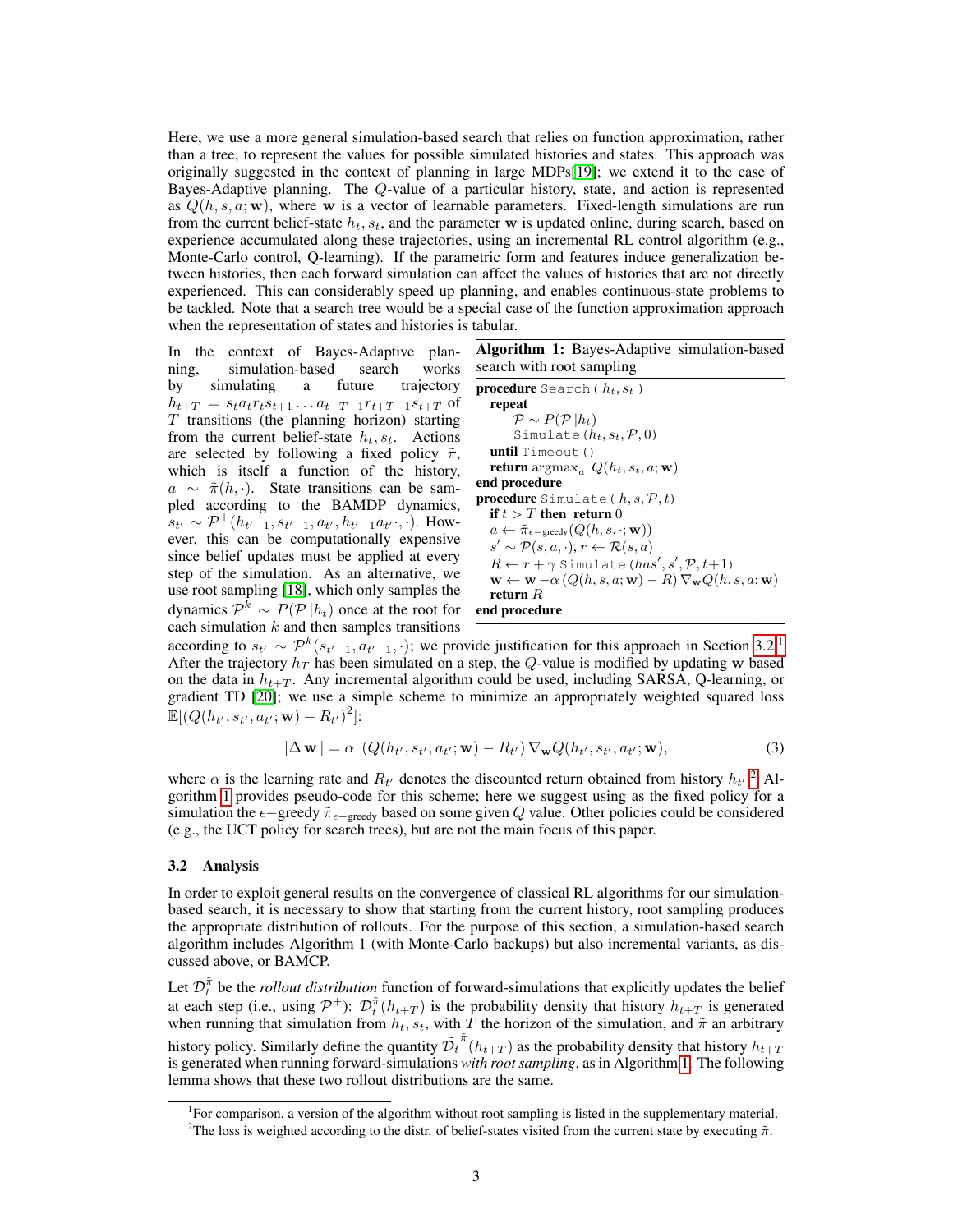Here, we use a more general simulation-based search that relies on function approximation, rather than a tree, to represent the values for possible simulated histories and states. This approach was originally suggested in the context of planning in large MDPs[19]; we extend it to the case of Bayes-Adaptive planning. The $Q$-value of a particular history, state, and action is represented as $Q(h, s, a; \mathbf{w})$, where $\mathbf{w}$ is a vector of learnable parameters. Fixed-length simulations are run from the current belief-state $h_t, s_t$, and the parameter $\mathbf{w}$ is updated online, during search, based on experience accumulated along these trajectories, using an incremental RL control algorithm (e.g., Monte-Carlo control, Q-learning). If the parametric form and features induce generalization between histories, then each forward simulation can affect the values of histories that are not directly experienced. This can considerably speed up planning, and enables continuous-state problems to be tackled. Note that a search tree would be a special case of the function approximation approach when the representation of states and histories is tabular.

In the context of Bayes-Adaptive planning, simulation-based search works by simulating a future trajectory $h_{t+T} = s_t a_t r_t s_{t+1} \ldots a_{t+T-1} r_{t+T-1} s_{t+T}$ of $T$ transitions (the planning horizon) starting from the current belief-state $h_t, s_t$. Actions are selected by following a fixed policy $\tilde{\pi}$, which is itself a function of the history, $a \sim \tilde{\pi}(h, \cdot)$. State transitions can be sampled according to the BAMDP dynamics, $s_{t'} \sim \mathcal{P}^+(h_{t'-1}, s_{t'-1}, a_{t'}, h_{t'-1}a_{t'} \cdot, \cdot)$. However, this can be computationally expensive since belief updates must be applied at every step of the simulation. As an alternative, we use root sampling [18], which only samples the dynamics $\mathcal{P}^k \sim P(\mathcal{P} \mid h_t)$ once at the root for each simulation $k$ and then samples transitions according to $s_{t'} \sim \mathcal{P}^k(s_{t'-1}, a_{t'-1}, \cdot)$; we provide justification for this approach in Section 3.2.[1] After the trajectory $h_T$ has been simulated on a step, the $Q$-value is modified by updating $\mathbf{w}$ based on the data in $h_{t+T}$. Any incremental algorithm could be used, including SARSA, Q-learning, or gradient TD [20]; we use a simple scheme to minimize an appropriately weighted squared loss $\mathbb{E}[(Q(h_{t'}, s_{t'}, a_{t'}; \mathbf{w}) - R_{t'})^2]$:

**Algorithm 1:** Bayes-Adaptive simulation-based search with root sampling

```
procedure Search( h_t, s_t )
    repeat
        P ~ P(P | h_t)
        Simulate(h_t, s_t, P, 0)
    until Timeout()
    return argmax_a Q(h_t, s_t, a; w)
end procedure
procedure Simulate( h, s, P, t)
    if t > T then return 0
    a ← π̃_{ε-greedy}(Q(h, s, ·; w))
    s' ~ P(s, a, ·), r ← R(s, a)
    R ← r + γ Simulate(has', s', P, t+1)
    w ← w − α (Q(h, s, a; w) − R) ∇_w Q(h, s, a; w)
    return R
end procedure
```

$$|\Delta \mathbf{w}| = \alpha \; (Q(h_{t'}, s_{t'}, a_{t'}; \mathbf{w}) - R_{t'}) \, \nabla_{\mathbf{w}} Q(h_{t'}, s_{t'}, a_{t'}; \mathbf{w}), \tag{3}$$

where $\alpha$ is the learning rate and $R_{t'}$ denotes the discounted return obtained from history $h_{t'}$.[2] Algorithm 1 provides pseudo-code for this scheme; here we suggest using as the fixed policy for a simulation the $\epsilon-$greedy $\tilde{\pi}_{\epsilon-\text{greedy}}$ based on some given $Q$ value. Other policies could be considered (e.g., the UCT policy for search trees), but are not the main focus of this paper.

### 3.2 Analysis

In order to exploit general results on the convergence of classical RL algorithms for our simulation-based search, it is necessary to show that starting from the current history, root sampling produces the appropriate distribution of rollouts. For the purpose of this section, a simulation-based search algorithm includes Algorithm 1 (with Monte-Carlo backups) but also incremental variants, as discussed above, or BAMCP.

Let $\mathcal{D}_t^{\tilde{\pi}}$ be the *rollout distribution* function of forward-simulations that explicitly updates the belief at each step (i.e., using $\mathcal{P}^+$): $\mathcal{D}_t^{\tilde{\pi}}(h_{t+T})$ is the probability density that history $h_{t+T}$ is generated when running that simulation from $h_t, s_t$, with $T$ the horizon of the simulation, and $\tilde{\pi}$ an arbitrary history policy. Similarly define the quantity $\tilde{\mathcal{D}}_t^{\tilde{\pi}}(h_{t+T})$ as the probability density that history $h_{t+T}$ is generated when running forward-simulations *with root sampling*, as in Algorithm 1. The following lemma shows that these two rollout distributions are the same.

[1] For comparison, a version of the algorithm without root sampling is listed in the supplementary material.

[2] The loss is weighted according to the distr. of belief-states visited from the current state by executing $\tilde{\pi}$.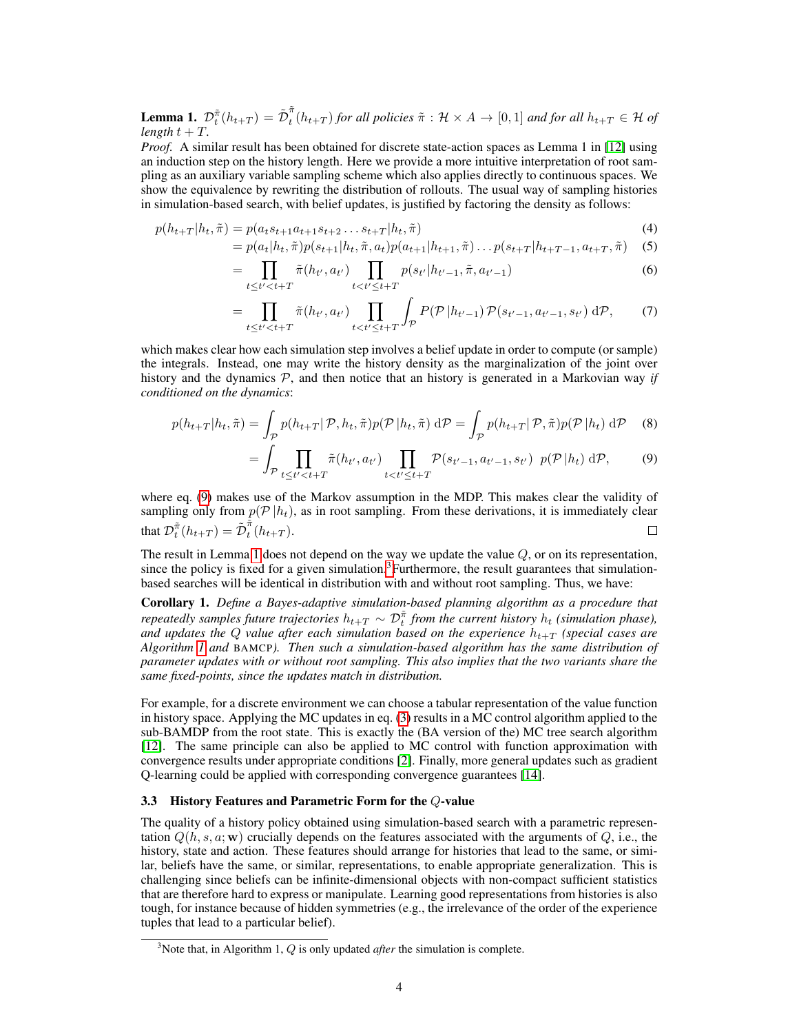**Lemma 1.** *$\mathcal{D}_t^{\tilde{\pi}}(h_{t+T}) = \tilde{\mathcal{D}}_t^{\tilde{\pi}}(h_{t+T})$ for all policies $\tilde{\pi} : \mathcal{H} \times A \to [0, 1]$ and for all $h_{t+T} \in \mathcal{H}$ of length $t + T$.*

*Proof.* A similar result has been obtained for discrete state-action spaces as Lemma 1 in [12] using an induction step on the history length. Here we provide a more intuitive interpretation of root sampling as an auxiliary variable sampling scheme which also applies directly to continuous spaces. We show the equivalence by rewriting the distribution of rollouts. The usual way of sampling histories in simulation-based search, with belief updates, is justified by factoring the density as follows:

$$
\begin{aligned}
p(h_{t+T}|h_t, \tilde{\pi}) &= p(a_t s_{t+1} a_{t+1} s_{t+2} \ldots s_{t+T}|h_t, \tilde{\pi}) && (4)\\
&= p(a_t|h_t, \tilde{\pi}) p(s_{t+1}|h_t, \tilde{\pi}, a_t) p(a_{t+1}|h_{t+1}, \tilde{\pi}) \ldots p(s_{t+T}|h_{t+T-1}, a_{t+T}, \tilde{\pi}) && (5)\\
&= \prod_{t \le t' < t+T} \tilde{\pi}(h_{t'}, a_{t'}) \prod_{t < t' \le t+T} p(s_{t'}|h_{t'-1}, \tilde{\pi}, a_{t'-1}) && (6)\\
&= \prod_{t \le t' < t+T} \tilde{\pi}(h_{t'}, a_{t'}) \prod_{t < t' \le t+T} \int_{\mathcal{P}} P(\mathcal{P}\,|h_{t'-1})\, \mathcal{P}(s_{t'-1}, a_{t'-1}, s_{t'})\, \mathrm{d}\mathcal{P}, && (7)
\end{aligned}
$$

which makes clear how each simulation step involves a belief update in order to compute (or sample) the integrals. Instead, one may write the history density as the marginalization of the joint over history and the dynamics $\mathcal{P}$, and then notice that an history is generated in a Markovian way *if conditioned on the dynamics*:

$$
\begin{aligned}
p(h_{t+T}|h_t, \tilde{\pi}) &= \int_{\mathcal{P}} p(h_{t+T}|\,\mathcal{P}, h_t, \tilde{\pi}) p(\mathcal{P}\,|h_t, \tilde{\pi})\, \mathrm{d}\mathcal{P} = \int_{\mathcal{P}} p(h_{t+T}|\,\mathcal{P}, \tilde{\pi}) p(\mathcal{P}\,|h_t)\, \mathrm{d}\mathcal{P} && (8)\\
&= \int_{\mathcal{P}} \prod_{t \le t' < t+T} \tilde{\pi}(h_{t'}, a_{t'}) \prod_{t < t' \le t+T} \mathcal{P}(s_{t'-1}, a_{t'-1}, s_{t'})\;\; p(\mathcal{P}\,|h_t)\, \mathrm{d}\mathcal{P}, && (9)
\end{aligned}
$$

where eq. (9) makes use of the Markov assumption in the MDP. This makes clear the validity of sampling only from $p(\mathcal{P}\,|h_t)$, as in root sampling. From these derivations, it is immediately clear that $\mathcal{D}_t^{\tilde{\pi}}(h_{t+T}) = \tilde{\mathcal{D}}_t^{\tilde{\pi}}(h_{t+T})$. □

The result in Lemma 1 does not depend on the way we update the value $Q$, or on its representation, since the policy is fixed for a given simulation.[3] Furthermore, the result guarantees that simulation-based searches will be identical in distribution with and without root sampling. Thus, we have:

**Corollary 1.** *Define a Bayes-adaptive simulation-based planning algorithm as a procedure that repeatedly samples future trajectories $h_{t+T} \sim \mathcal{D}_t^{\tilde{\pi}}$ from the current history $h_t$ (simulation phase), and updates the $Q$ value after each simulation based on the experience $h_{t+T}$ (special cases are Algorithm 1 and* BAMCP*). Then such a simulation-based algorithm has the same distribution of parameter updates with or without root sampling. This also implies that the two variants share the same fixed-points, since the updates match in distribution.*

For example, for a discrete environment we can choose a tabular representation of the value function in history space. Applying the MC updates in eq. (3) results in a MC control algorithm applied to the sub-BAMDP from the root state. This is exactly the (BA version of the) MC tree search algorithm [12]. The same principle can also be applied to MC control with function approximation with convergence results under appropriate conditions [2]. Finally, more general updates such as gradient Q-learning could be applied with corresponding convergence guarantees [14].

### 3.3 History Features and Parametric Form for the $Q$-value

The quality of a history policy obtained using simulation-based search with a parametric representation $Q(h, s, a; \mathbf{w})$ crucially depends on the features associated with the arguments of $Q$, i.e., the history, state and action. These features should arrange for histories that lead to the same, or similar, beliefs have the same, or similar, representations, to enable appropriate generalization. This is challenging since beliefs can be infinite-dimensional objects with non-compact sufficient statistics that are therefore hard to express or manipulate. Learning good representations from histories is also tough, for instance because of hidden symmetries (e.g., the irrelevance of the order of the experience tuples that lead to a particular belief).

[3] Note that, in Algorithm 1, $Q$ is only updated *after* the simulation is complete.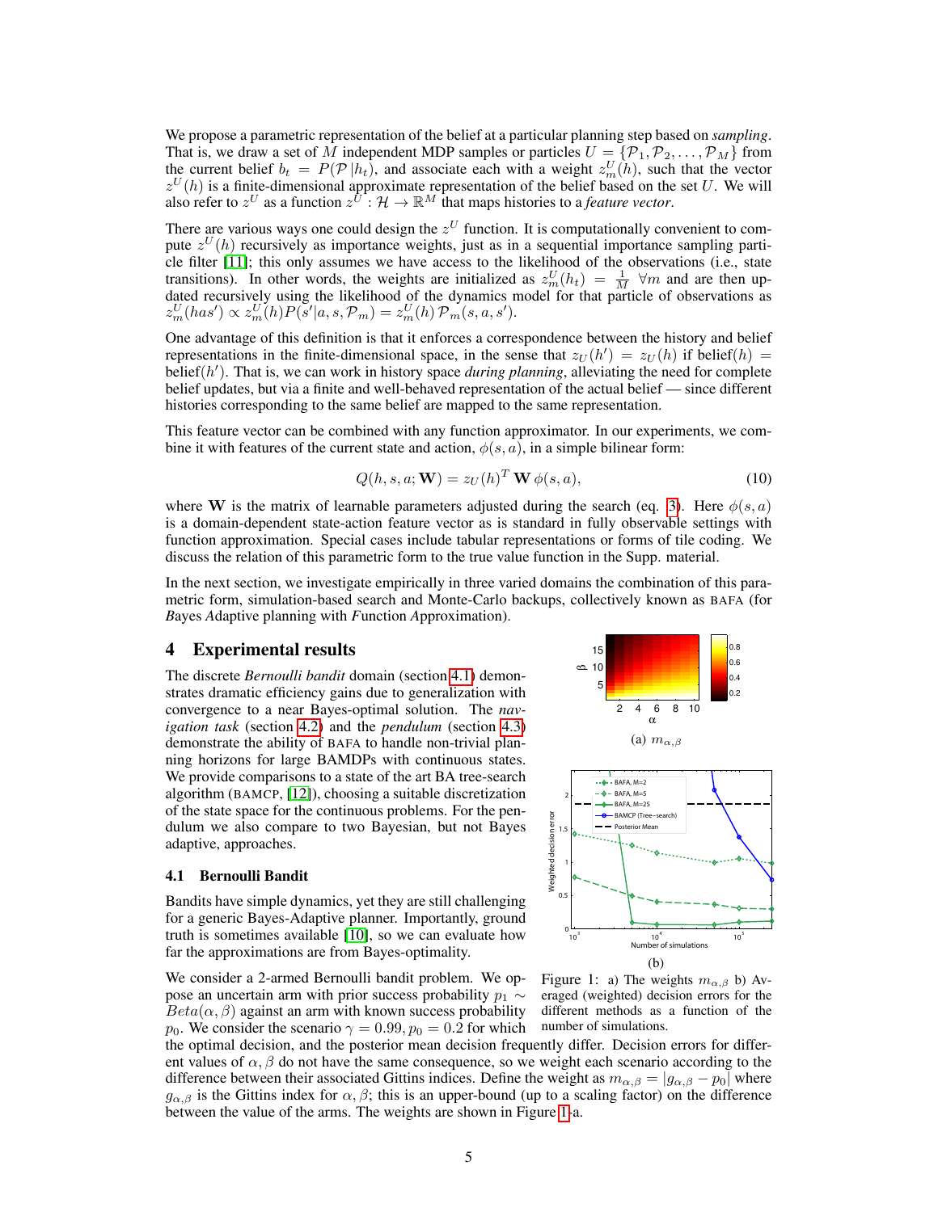We propose a parametric representation of the belief at a particular planning step based on *sampling*. That is, we draw a set of $M$ independent MDP samples or particles $U = \{\mathcal{P}_1, \mathcal{P}_2, \ldots, \mathcal{P}_M\}$ from the current belief $b_t = P(\mathcal{P}|h_t)$, and associate each with a weight $z_m^U(h)$, such that the vector $z^U(h)$ is a finite-dimensional approximate representation of the belief based on the set $U$. We will also refer to $z^U$ as a function $z^U : \mathcal{H} \to \mathbb{R}^M$ that maps histories to a *feature vector*.

There are various ways one could design the $z^U$ function. It is computationally convenient to compute $z^U(h)$ recursively as importance weights, just as in a sequential importance sampling particle filter [11]; this only assumes we have access to the likelihood of the observations (i.e., state transitions). In other words, the weights are initialized as $z_m^U(h_t) = \frac{1}{M}\ \forall m$ and are then updated recursively using the likelihood of the dynamics model for that particle of observations as $z_m^U(has') \propto z_m^U(h) P(s'|a, s, \mathcal{P}_m) = z_m^U(h)\, \mathcal{P}_m(s, a, s')$.

One advantage of this definition is that it enforces a correspondence between the history and belief representations in the finite-dimensional space, in the sense that $z_U(h') = z_U(h)$ if belief$(h)$ = belief$(h')$. That is, we can work in history space *during planning*, alleviating the need for complete belief updates, but via a finite and well-behaved representation of the actual belief — since different histories corresponding to the same belief are mapped to the same representation.

This feature vector can be combined with any function approximator. In our experiments, we combine it with features of the current state and action, $\phi(s, a)$, in a simple bilinear form:

$$Q(h, s, a; \mathbf{W}) = z_U(h)^T\, \mathbf{W}\, \phi(s, a), \tag{10}$$

where $\mathbf{W}$ is the matrix of learnable parameters adjusted during the search (eq. 3). Here $\phi(s, a)$ is a domain-dependent state-action feature vector as is standard in fully observable settings with function approximation. Special cases include tabular representations or forms of tile coding. We discuss the relation of this parametric form to the true value function in the Supp. material.

In the next section, we investigate empirically in three varied domains the combination of this parametric form, simulation-based search and Monte-Carlo backups, collectively known as BAFA (for *B*ayes *A*daptive planning with *F*unction *A*pproximation).

## 4 Experimental results

The discrete *Bernoulli bandit* domain (section 4.1) demonstrates dramatic efficiency gains due to generalization with convergence to a near Bayes-optimal solution. The *navigation task* (section 4.2) and the *pendulum* (section 4.3) demonstrate the ability of BAFA to handle non-trivial planning horizons for large BAMDPs with continuous states. We provide comparisons to a state of the art BA tree-search algorithm (BAMCP, [12]), choosing a suitable discretization of the state space for the continuous problems. For the pendulum we also compare to two Bayesian, but not Bayes adaptive, approaches.

### 4.1 Bernoulli Bandit

Bandits have simple dynamics, yet they are still challenging for a generic Bayes-Adaptive planner. Importantly, ground truth is sometimes available [10], so we can evaluate how far the approximations are from Bayes-optimality.

We consider a 2-armed Bernoulli bandit problem. We oppose an uncertain arm with prior success probability $p_1 \sim Beta(\alpha, \beta)$ against an arm with known success probability $p_0$. We consider the scenario $\gamma = 0.99, p_0 = 0.2$ for which the optimal decision, and the posterior mean decision frequently differ. Decision errors for different values of $\alpha, \beta$ do not have the same consequence, so we weight each scenario according to the difference between their associated Gittins indices. Define the weight as $m_{\alpha,\beta} = |g_{\alpha,\beta} - p_0|$ where $g_{\alpha,\beta}$ is the Gittins index for $\alpha, \beta$; this is an upper-bound (up to a scaling factor) on the difference between the value of the arms. The weights are shown in Figure 1-a.

(a) $m_{\alpha,\beta}$

(b)

Figure 1: a) The weights $m_{\alpha,\beta}$ b) Averaged (weighted) decision errors for the different methods as a function of the number of simulations.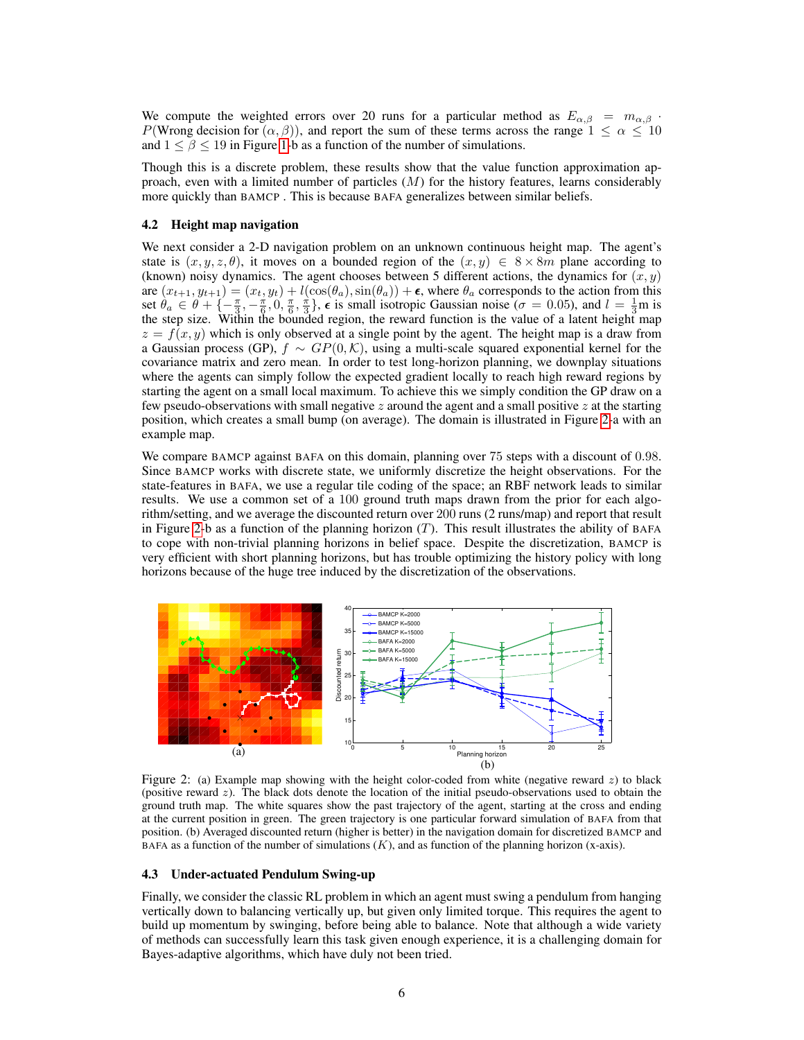We compute the weighted errors over 20 runs for a particular method as $E_{\alpha,\beta} = m_{\alpha,\beta} \cdot P(\text{Wrong decision for } (\alpha, \beta))$, and report the sum of these terms across the range $1 \leq \alpha \leq 10$ and $1 \leq \beta \leq 19$ in Figure 1-b as a function of the number of simulations.

Though this is a discrete problem, these results show that the value function approximation approach, even with a limited number of particles ($M$) for the history features, learns considerably more quickly than BAMCP . This is because BAFA generalizes between similar beliefs.

### 4.2 Height map navigation

We next consider a 2-D navigation problem on an unknown continuous height map. The agent's state is $(x, y, z, \theta)$, it moves on a bounded region of the $(x, y) \in 8 \times 8m$ plane according to (known) noisy dynamics. The agent chooses between 5 different actions, the dynamics for $(x, y)$ are $(x_{t+1}, y_{t+1}) = (x_t, y_t) + l(\cos(\theta_a), \sin(\theta_a)) + \boldsymbol{\epsilon}$, where $\theta_a$ corresponds to the action from this set $\theta_a \in \theta + \{-\frac{\pi}{3}, -\frac{\pi}{6}, 0, \frac{\pi}{6}, \frac{\pi}{3}\}$, $\boldsymbol{\epsilon}$ is small isotropic Gaussian noise ($\sigma = 0.05$), and $l = \frac{1}{3}$m is the step size. Within the bounded region, the reward function is the value of a latent height map $z = f(x, y)$ which is only observed at a single point by the agent. The height map is a draw from a Gaussian process (GP), $f \sim GP(0, \mathcal{K})$, using a multi-scale squared exponential kernel for the covariance matrix and zero mean. In order to test long-horizon planning, we downplay situations where the agents can simply follow the expected gradient locally to reach high reward regions by starting the agent on a small local maximum. To achieve this we simply condition the GP draw on a few pseudo-observations with small negative $z$ around the agent and a small positive $z$ at the starting position, which creates a small bump (on average). The domain is illustrated in Figure 2-a with an example map.

We compare BAMCP against BAFA on this domain, planning over 75 steps with a discount of 0.98. Since BAMCP works with discrete state, we uniformly discretize the height observations. For the state-features in BAFA, we use a regular tile coding of the space; an RBF network leads to similar results. We use a common set of a 100 ground truth maps drawn from the prior for each algorithm/setting, and we average the discounted return over 200 runs (2 runs/map) and report that result in Figure 2-b as a function of the planning horizon ($T$). This result illustrates the ability of BAFA to cope with non-trivial planning horizons in belief space. Despite the discretization, BAMCP is very efficient with short planning horizons, but has trouble optimizing the history policy with long horizons because of the huge tree induced by the discretization of the observations.

Figure 2: (a) Example map showing with the height color-coded from white (negative reward $z$) to black (positive reward $z$). The black dots denote the location of the initial pseudo-observations used to obtain the ground truth map. The white squares show the past trajectory of the agent, starting at the cross and ending at the current position in green. The green trajectory is one particular forward simulation of BAFA from that position. (b) Averaged discounted return (higher is better) in the navigation domain for discretized BAMCP and BAFA as a function of the number of simulations ($K$), and as function of the planning horizon (x-axis).

### 4.3 Under-actuated Pendulum Swing-up

Finally, we consider the classic RL problem in which an agent must swing a pendulum from hanging vertically down to balancing vertically up, but given only limited torque. This requires the agent to build up momentum by swinging, before being able to balance. Note that although a wide variety of methods can successfully learn this task given enough experience, it is a challenging domain for Bayes-adaptive algorithms, which have duly not been tried.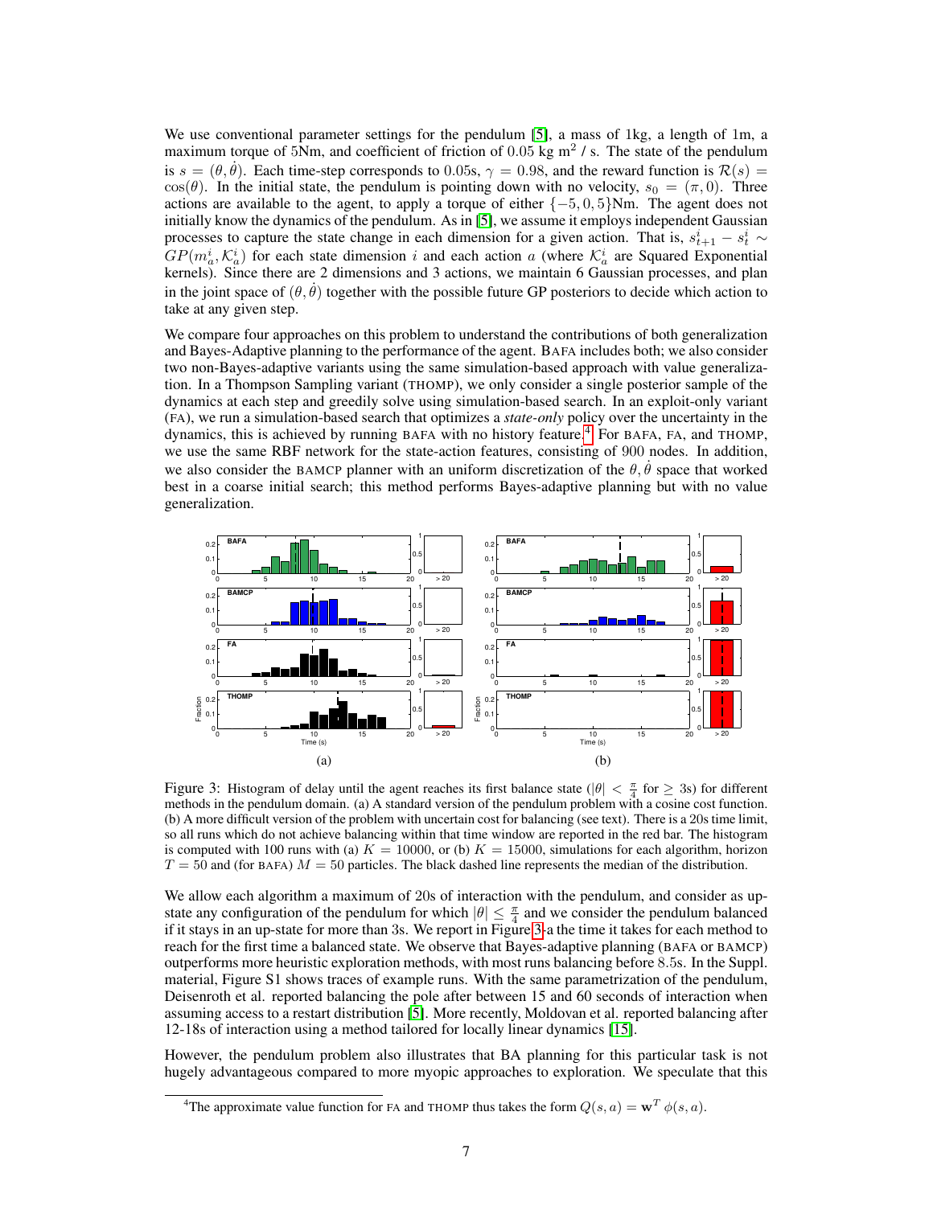We use conventional parameter settings for the pendulum [5], a mass of 1kg, a length of 1m, a maximum torque of 5Nm, and coefficient of friction of 0.05 kg m$^2$ / s. The state of the pendulum is $s = (\theta, \dot{\theta})$. Each time-step corresponds to 0.05s, $\gamma = 0.98$, and the reward function is $\mathcal{R}(s) = \cos(\theta)$. In the initial state, the pendulum is pointing down with no velocity, $s_0 = (\pi, 0)$. Three actions are available to the agent, to apply a torque of either $\{-5, 0, 5\}$Nm. The agent does not initially know the dynamics of the pendulum. As in [5], we assume it employs independent Gaussian processes to capture the state change in each dimension for a given action. That is, $s^i_{t+1} - s^i_t \sim GP(m^i_a, \mathcal{K}^i_a)$ for each state dimension $i$ and each action $a$ (where $\mathcal{K}^i_a$ are Squared Exponential kernels). Since there are 2 dimensions and 3 actions, we maintain 6 Gaussian processes, and plan in the joint space of $(\theta, \dot{\theta})$ together with the possible future GP posteriors to decide which action to take at any given step.

We compare four approaches on this problem to understand the contributions of both generalization and Bayes-Adaptive planning to the performance of the agent. BAFA includes both; we also consider two non-Bayes-adaptive variants using the same simulation-based approach with value generalization. In a Thompson Sampling variant (THOMP), we only consider a single posterior sample of the dynamics at each step and greedily solve using simulation-based search. In an exploit-only variant (FA), we run a simulation-based search that optimizes a *state-only* policy over the uncertainty in the dynamics, this is achieved by running BAFA with no history feature.[4] For BAFA, FA, and THOMP, we use the same RBF network for the state-action features, consisting of 900 nodes. In addition, we also consider the BAMCP planner with an uniform discretization of the $\theta, \dot{\theta}$ space that worked best in a coarse initial search; this method performs Bayes-adaptive planning but with no value generalization.

Figure 3: Histogram of delay until the agent reaches its first balance state ($|\theta| < \frac{\pi}{4}$ for $\geq$ 3s) for different methods in the pendulum domain. (a) A standard version of the pendulum problem with a cosine cost function. (b) A more difficult version of the problem with uncertain cost for balancing (see text). There is a 20s time limit, so all runs which do not achieve balancing within that time window are reported in the red bar. The histogram is computed with 100 runs with (a) $K = 10000$, or (b) $K = 15000$, simulations for each algorithm, horizon $T = 50$ and (for BAFA) $M = 50$ particles. The black dashed line represents the median of the distribution.

We allow each algorithm a maximum of 20s of interaction with the pendulum, and consider as up-state any configuration of the pendulum for which $|\theta| \leq \frac{\pi}{4}$ and we consider the pendulum balanced if it stays in an up-state for more than 3s. We report in Figure 3-a the time it takes for each method to reach for the first time a balanced state. We observe that Bayes-adaptive planning (BAFA or BAMCP) outperforms more heuristic exploration methods, with most runs balancing before 8.5s. In the Suppl. material, Figure S1 shows traces of example runs. With the same parametrization of the pendulum, Deisenroth et al. reported balancing the pole after between 15 and 60 seconds of interaction when assuming access to a restart distribution [5]. More recently, Moldovan et al. reported balancing after 12-18s of interaction using a method tailored for locally linear dynamics [15].

However, the pendulum problem also illustrates that BA planning for this particular task is not hugely advantageous compared to more myopic approaches to exploration. We speculate that this

[4] The approximate value function for FA and THOMP thus takes the form $Q(s, a) = \mathbf{w}^T \phi(s, a)$.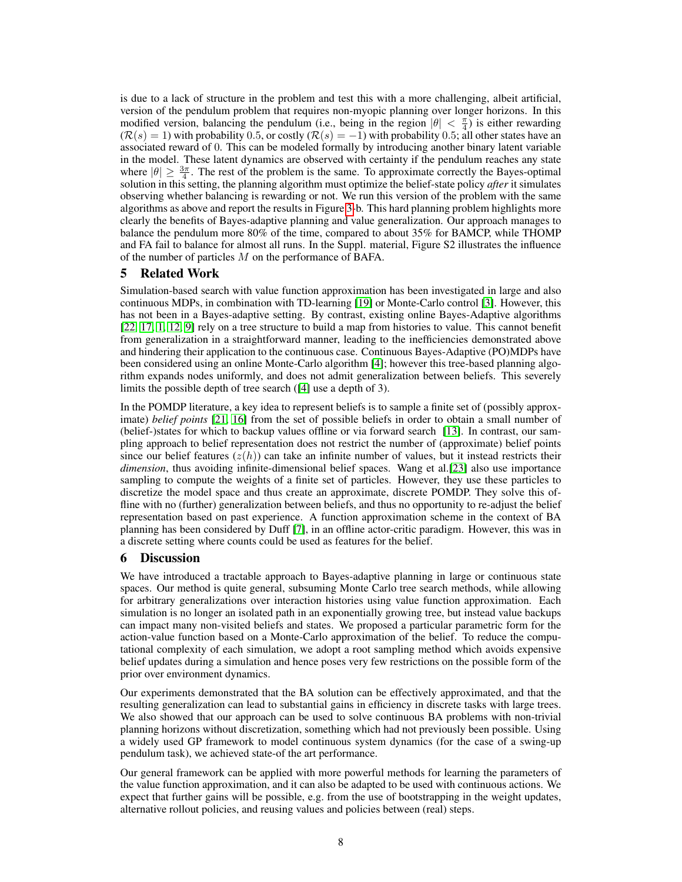is due to a lack of structure in the problem and test this with a more challenging, albeit artificial, version of the pendulum problem that requires non-myopic planning over longer horizons. In this modified version, balancing the pendulum (i.e., being in the region $|\theta| < \frac{\pi}{4}$) is either rewarding ($\mathcal{R}(s) = 1$) with probability 0.5, or costly ($\mathcal{R}(s) = -1$) with probability 0.5; all other states have an associated reward of 0. This can be modeled formally by introducing another binary latent variable in the model. These latent dynamics are observed with certainty if the pendulum reaches any state where $|\theta| \geq \frac{3\pi}{4}$. The rest of the problem is the same. To approximate correctly the Bayes-optimal solution in this setting, the planning algorithm must optimize the belief-state policy *after* it simulates observing whether balancing is rewarding or not. We run this version of the problem with the same algorithms as above and report the results in Figure 3-b. This hard planning problem highlights more clearly the benefits of Bayes-adaptive planning and value generalization. Our approach manages to balance the pendulum more 80% of the time, compared to about 35% for BAMCP, while THOMP and FA fail to balance for almost all runs. In the Suppl. material, Figure S2 illustrates the influence of the number of particles $M$ on the performance of BAFA.

## 5 Related Work

Simulation-based search with value function approximation has been investigated in large and also continuous MDPs, in combination with TD-learning [19] or Monte-Carlo control [3]. However, this has not been in a Bayes-adaptive setting. By contrast, existing online Bayes-Adaptive algorithms [22, 17, 1, 12, 9] rely on a tree structure to build a map from histories to value. This cannot benefit from generalization in a straightforward manner, leading to the inefficiencies demonstrated above and hindering their application to the continuous case. Continuous Bayes-Adaptive (PO)MDPs have been considered using an online Monte-Carlo algorithm [4]; however this tree-based planning algorithm expands nodes uniformly, and does not admit generalization between beliefs. This severely limits the possible depth of tree search ([4] use a depth of 3).

In the POMDP literature, a key idea to represent beliefs is to sample a finite set of (possibly approximate) *belief points* [21, 16] from the set of possible beliefs in order to obtain a small number of (belief-)states for which to backup values offline or via forward search [13]. In contrast, our sampling approach to belief representation does not restrict the number of (approximate) belief points since our belief features ($z(h)$) can take an infinite number of values, but it instead restricts their *dimension*, thus avoiding infinite-dimensional belief spaces. Wang et al.[23] also use importance sampling to compute the weights of a finite set of particles. However, they use these particles to discretize the model space and thus create an approximate, discrete POMDP. They solve this offline with no (further) generalization between beliefs, and thus no opportunity to re-adjust the belief representation based on past experience. A function approximation scheme in the context of BA planning has been considered by Duff [7], in an offline actor-critic paradigm. However, this was in a discrete setting where counts could be used as features for the belief.

## 6 Discussion

We have introduced a tractable approach to Bayes-adaptive planning in large or continuous state spaces. Our method is quite general, subsuming Monte Carlo tree search methods, while allowing for arbitrary generalizations over interaction histories using value function approximation. Each simulation is no longer an isolated path in an exponentially growing tree, but instead value backups can impact many non-visited beliefs and states. We proposed a particular parametric form for the action-value function based on a Monte-Carlo approximation of the belief. To reduce the computational complexity of each simulation, we adopt a root sampling method which avoids expensive belief updates during a simulation and hence poses very few restrictions on the possible form of the prior over environment dynamics.

Our experiments demonstrated that the BA solution can be effectively approximated, and that the resulting generalization can lead to substantial gains in efficiency in discrete tasks with large trees. We also showed that our approach can be used to solve continuous BA problems with non-trivial planning horizons without discretization, something which had not previously been possible. Using a widely used GP framework to model continuous system dynamics (for the case of a swing-up pendulum task), we achieved state-of the art performance.

Our general framework can be applied with more powerful methods for learning the parameters of the value function approximation, and it can also be adapted to be used with continuous actions. We expect that further gains will be possible, e.g. from the use of bootstrapping in the weight updates, alternative rollout policies, and reusing values and policies between (real) steps.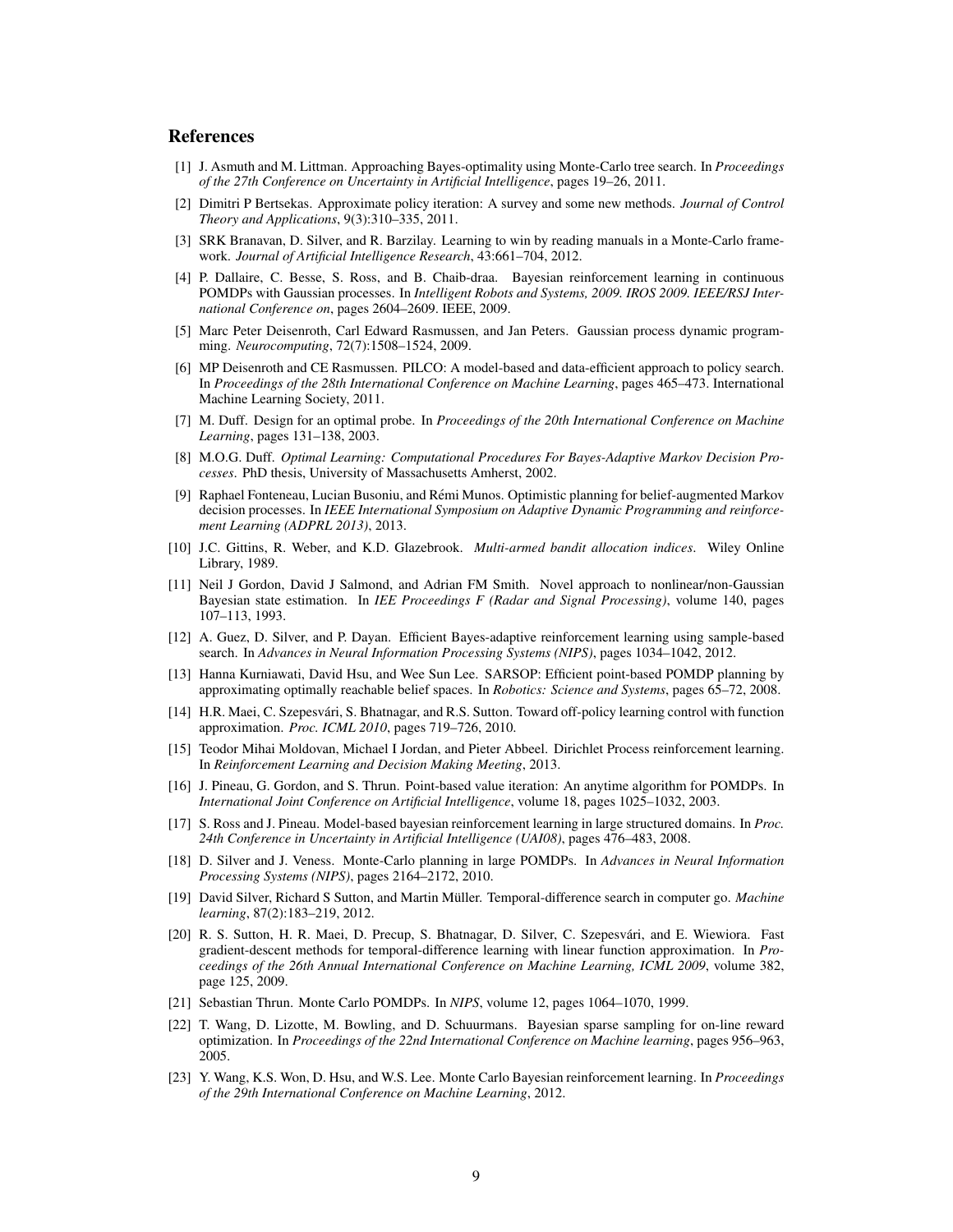## References

[1] J. Asmuth and M. Littman. Approaching Bayes-optimality using Monte-Carlo tree search. In *Proceedings of the 27th Conference on Uncertainty in Artificial Intelligence*, pages 19–26, 2011.

[2] Dimitri P Bertsekas. Approximate policy iteration: A survey and some new methods. *Journal of Control Theory and Applications*, 9(3):310–335, 2011.

[3] SRK Branavan, D. Silver, and R. Barzilay. Learning to win by reading manuals in a Monte-Carlo framework. *Journal of Artificial Intelligence Research*, 43:661–704, 2012.

[4] P. Dallaire, C. Besse, S. Ross, and B. Chaib-draa. Bayesian reinforcement learning in continuous POMDPs with Gaussian processes. In *Intelligent Robots and Systems, 2009. IROS 2009. IEEE/RSJ International Conference on*, pages 2604–2609. IEEE, 2009.

[5] Marc Peter Deisenroth, Carl Edward Rasmussen, and Jan Peters. Gaussian process dynamic programming. *Neurocomputing*, 72(7):1508–1524, 2009.

[6] MP Deisenroth and CE Rasmussen. PILCO: A model-based and data-efficient approach to policy search. In *Proceedings of the 28th International Conference on Machine Learning*, pages 465–473. International Machine Learning Society, 2011.

[7] M. Duff. Design for an optimal probe. In *Proceedings of the 20th International Conference on Machine Learning*, pages 131–138, 2003.

[8] M.O.G. Duff. *Optimal Learning: Computational Procedures For Bayes-Adaptive Markov Decision Processes*. PhD thesis, University of Massachusetts Amherst, 2002.

[9] Raphael Fonteneau, Lucian Busoniu, and Rémi Munos. Optimistic planning for belief-augmented Markov decision processes. In *IEEE International Symposium on Adaptive Dynamic Programming and reinforcement Learning (ADPRL 2013)*, 2013.

[10] J.C. Gittins, R. Weber, and K.D. Glazebrook. *Multi-armed bandit allocation indices*. Wiley Online Library, 1989.

[11] Neil J Gordon, David J Salmond, and Adrian FM Smith. Novel approach to nonlinear/non-Gaussian Bayesian state estimation. In *IEE Proceedings F (Radar and Signal Processing)*, volume 140, pages 107–113, 1993.

[12] A. Guez, D. Silver, and P. Dayan. Efficient Bayes-adaptive reinforcement learning using sample-based search. In *Advances in Neural Information Processing Systems (NIPS)*, pages 1034–1042, 2012.

[13] Hanna Kurniawati, David Hsu, and Wee Sun Lee. SARSOP: Efficient point-based POMDP planning by approximating optimally reachable belief spaces. In *Robotics: Science and Systems*, pages 65–72, 2008.

[14] H.R. Maei, C. Szepesvári, S. Bhatnagar, and R.S. Sutton. Toward off-policy learning control with function approximation. *Proc. ICML 2010*, pages 719–726, 2010.

[15] Teodor Mihai Moldovan, Michael I Jordan, and Pieter Abbeel. Dirichlet Process reinforcement learning. In *Reinforcement Learning and Decision Making Meeting*, 2013.

[16] J. Pineau, G. Gordon, and S. Thrun. Point-based value iteration: An anytime algorithm for POMDPs. In *International Joint Conference on Artificial Intelligence*, volume 18, pages 1025–1032, 2003.

[17] S. Ross and J. Pineau. Model-based bayesian reinforcement learning in large structured domains. In *Proc. 24th Conference in Uncertainty in Artificial Intelligence (UAI08)*, pages 476–483, 2008.

[18] D. Silver and J. Veness. Monte-Carlo planning in large POMDPs. In *Advances in Neural Information Processing Systems (NIPS)*, pages 2164–2172, 2010.

[19] David Silver, Richard S Sutton, and Martin Müller. Temporal-difference search in computer go. *Machine learning*, 87(2):183–219, 2012.

[20] R. S. Sutton, H. R. Maei, D. Precup, S. Bhatnagar, D. Silver, C. Szepesvári, and E. Wiewiora. Fast gradient-descent methods for temporal-difference learning with linear function approximation. In *Proceedings of the 26th Annual International Conference on Machine Learning, ICML 2009*, volume 382, page 125, 2009.

[21] Sebastian Thrun. Monte Carlo POMDPs. In *NIPS*, volume 12, pages 1064–1070, 1999.

[22] T. Wang, D. Lizotte, M. Bowling, and D. Schuurmans. Bayesian sparse sampling for on-line reward optimization. In *Proceedings of the 22nd International Conference on Machine learning*, pages 956–963, 2005.

[23] Y. Wang, K.S. Won, D. Hsu, and W.S. Lee. Monte Carlo Bayesian reinforcement learning. In *Proceedings of the 29th International Conference on Machine Learning*, 2012.